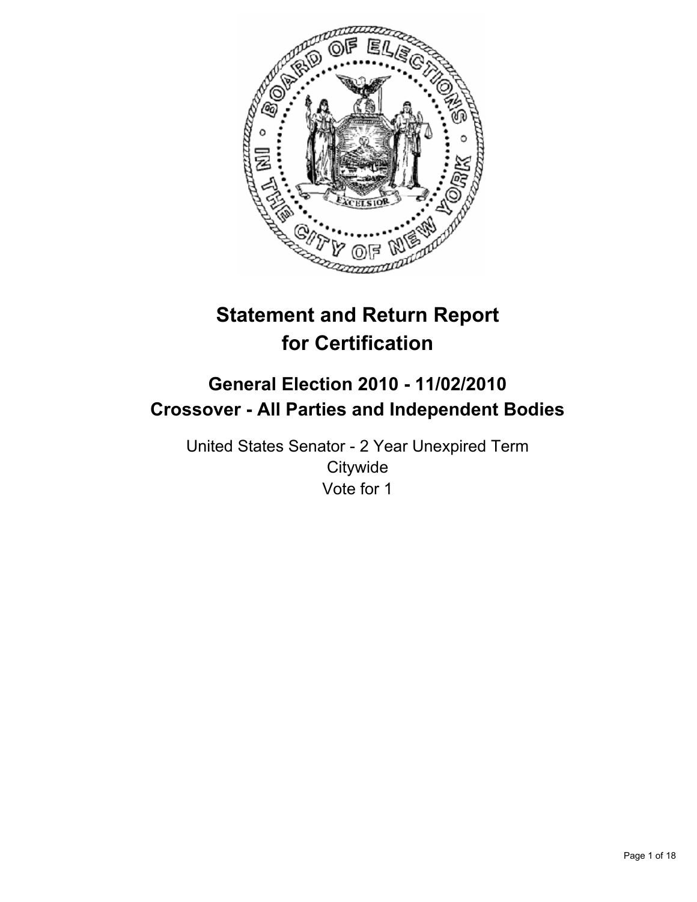# Statement and Return Report for Certification

## General Election 2010 - 11/02/2010
## Crossover - All Parties and Independent Bodies

United States Senator - 2 Year Unexpired Term
Citywide
Vote for 1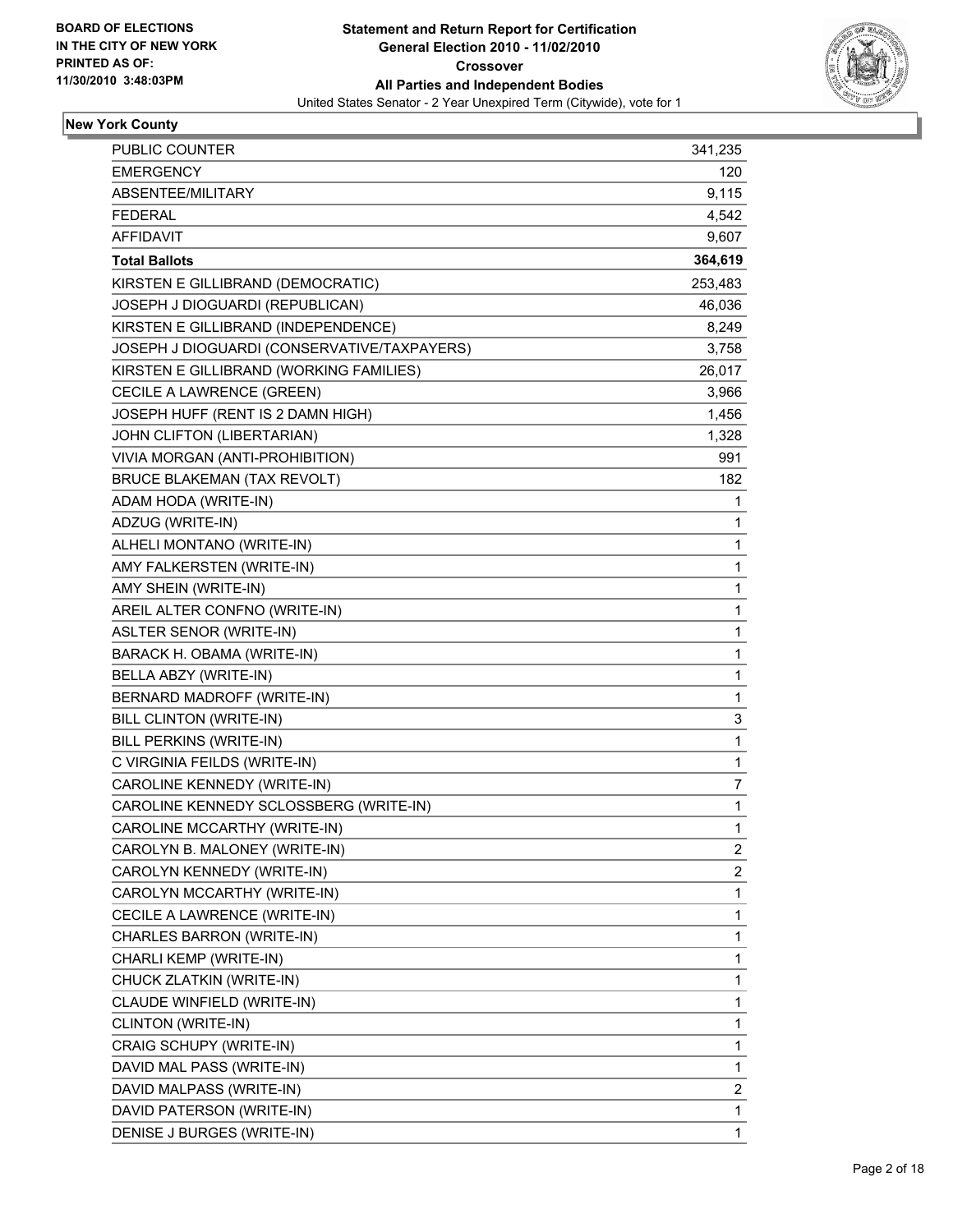BOARD OF ELECTIONS
IN THE CITY OF NEW YORK
PRINTED AS OF:
11/30/2010 3:48:03PM

# Statement and Return Report for Certification
## General Election 2010 - 11/02/2010
## Crossover
## All Parties and Independent Bodies
United States Senator - 2 Year Unexpired Term (Citywide), vote for 1

### New York County

| | |
|---|---|
| PUBLIC COUNTER | 341,235 |
| EMERGENCY | 120 |
| ABSENTEE/MILITARY | 9,115 |
| FEDERAL | 4,542 |
| AFFIDAVIT | 9,607 |
| **Total Ballots** | **364,619** |
| KIRSTEN E GILLIBRAND (DEMOCRATIC) | 253,483 |
| JOSEPH J DIOGUARDI (REPUBLICAN) | 46,036 |
| KIRSTEN E GILLIBRAND (INDEPENDENCE) | 8,249 |
| JOSEPH J DIOGUARDI (CONSERVATIVE/TAXPAYERS) | 3,758 |
| KIRSTEN E GILLIBRAND (WORKING FAMILIES) | 26,017 |
| CECILE A LAWRENCE (GREEN) | 3,966 |
| JOSEPH HUFF (RENT IS 2 DAMN HIGH) | 1,456 |
| JOHN CLIFTON (LIBERTARIAN) | 1,328 |
| VIVIA MORGAN (ANTI-PROHIBITION) | 991 |
| BRUCE BLAKEMAN (TAX REVOLT) | 182 |
| ADAM HODA (WRITE-IN) | 1 |
| ADZUG (WRITE-IN) | 1 |
| ALHELI MONTANO (WRITE-IN) | 1 |
| AMY FALKERSTEN (WRITE-IN) | 1 |
| AMY SHEIN (WRITE-IN) | 1 |
| AREIL ALTER CONFNO (WRITE-IN) | 1 |
| ASLTER SENOR (WRITE-IN) | 1 |
| BARACK H. OBAMA (WRITE-IN) | 1 |
| BELLA ABZY (WRITE-IN) | 1 |
| BERNARD MADROFF (WRITE-IN) | 1 |
| BILL CLINTON (WRITE-IN) | 3 |
| BILL PERKINS (WRITE-IN) | 1 |
| C VIRGINIA FEILDS (WRITE-IN) | 1 |
| CAROLINE KENNEDY (WRITE-IN) | 7 |
| CAROLINE KENNEDY SCLOSSBERG (WRITE-IN) | 1 |
| CAROLINE MCCARTHY (WRITE-IN) | 1 |
| CAROLYN B. MALONEY (WRITE-IN) | 2 |
| CAROLYN KENNEDY (WRITE-IN) | 2 |
| CAROLYN MCCARTHY (WRITE-IN) | 1 |
| CECILE A LAWRENCE (WRITE-IN) | 1 |
| CHARLES BARRON (WRITE-IN) | 1 |
| CHARLI KEMP (WRITE-IN) | 1 |
| CHUCK ZLATKIN (WRITE-IN) | 1 |
| CLAUDE WINFIELD (WRITE-IN) | 1 |
| CLINTON (WRITE-IN) | 1 |
| CRAIG SCHUPY (WRITE-IN) | 1 |
| DAVID MAL PASS (WRITE-IN) | 1 |
| DAVID MALPASS (WRITE-IN) | 2 |
| DAVID PATERSON (WRITE-IN) | 1 |
| DENISE J BURGES (WRITE-IN) | 1 |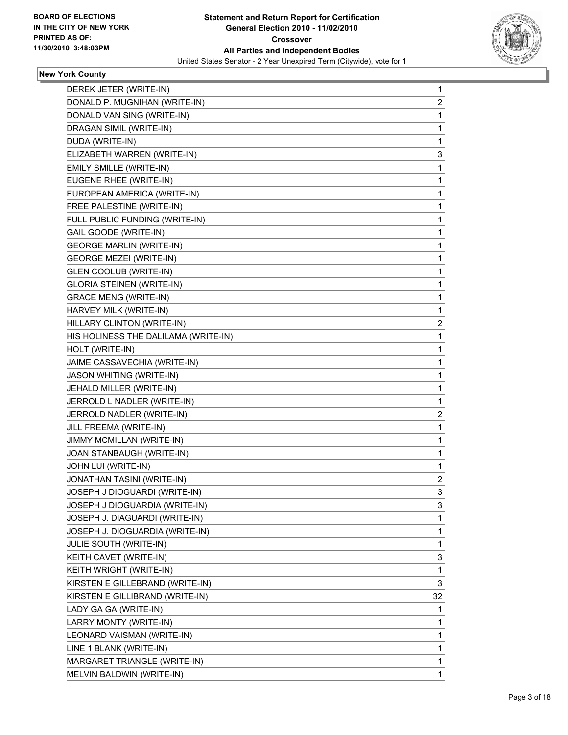**BOARD OF ELECTIONS IN THE CITY OF NEW YORK PRINTED AS OF: 11/30/2010 3:48:03PM**

# Statement and Return Report for Certification
## General Election 2010 - 11/02/2010
### Crossover
### All Parties and Independent Bodies
United States Senator - 2 Year Unexpired Term (Citywide), vote for 1

**New York County**

| | |
|---|---|
| DEREK JETER (WRITE-IN) | 1 |
| DONALD P. MUGNIHAN (WRITE-IN) | 2 |
| DONALD VAN SING (WRITE-IN) | 1 |
| DRAGAN SIMIL (WRITE-IN) | 1 |
| DUDA (WRITE-IN) | 1 |
| ELIZABETH WARREN (WRITE-IN) | 3 |
| EMILY SMILLE (WRITE-IN) | 1 |
| EUGENE RHEE (WRITE-IN) | 1 |
| EUROPEAN AMERICA (WRITE-IN) | 1 |
| FREE PALESTINE (WRITE-IN) | 1 |
| FULL PUBLIC FUNDING (WRITE-IN) | 1 |
| GAIL GOODE (WRITE-IN) | 1 |
| GEORGE MARLIN (WRITE-IN) | 1 |
| GEORGE MEZEI (WRITE-IN) | 1 |
| GLEN COOLUB (WRITE-IN) | 1 |
| GLORIA STEINEN (WRITE-IN) | 1 |
| GRACE MENG (WRITE-IN) | 1 |
| HARVEY MILK (WRITE-IN) | 1 |
| HILLARY CLINTON (WRITE-IN) | 2 |
| HIS HOLINESS THE DALILAMA (WRITE-IN) | 1 |
| HOLT (WRITE-IN) | 1 |
| JAIME CASSAVECHIA (WRITE-IN) | 1 |
| JASON WHITING (WRITE-IN) | 1 |
| JEHALD MILLER (WRITE-IN) | 1 |
| JERROLD L NADLER (WRITE-IN) | 1 |
| JERROLD NADLER (WRITE-IN) | 2 |
| JILL FREEMA (WRITE-IN) | 1 |
| JIMMY MCMILLAN (WRITE-IN) | 1 |
| JOAN STANBAUGH (WRITE-IN) | 1 |
| JOHN LUI (WRITE-IN) | 1 |
| JONATHAN TASINI (WRITE-IN) | 2 |
| JOSEPH J DIOGUARDI (WRITE-IN) | 3 |
| JOSEPH J DIOGUARDIA (WRITE-IN) | 3 |
| JOSEPH J. DIAGUARDI (WRITE-IN) | 1 |
| JOSEPH J. DIOGUARDIA (WRITE-IN) | 1 |
| JULIE SOUTH (WRITE-IN) | 1 |
| KEITH CAVET (WRITE-IN) | 3 |
| KEITH WRIGHT (WRITE-IN) | 1 |
| KIRSTEN E GILLEBRAND (WRITE-IN) | 3 |
| KIRSTEN E GILLIBRAND (WRITE-IN) | 32 |
| LADY GA GA (WRITE-IN) | 1 |
| LARRY MONTY (WRITE-IN) | 1 |
| LEONARD VAISMAN (WRITE-IN) | 1 |
| LINE 1 BLANK (WRITE-IN) | 1 |
| MARGARET TRIANGLE (WRITE-IN) | 1 |
| MELVIN BALDWIN (WRITE-IN) | 1 |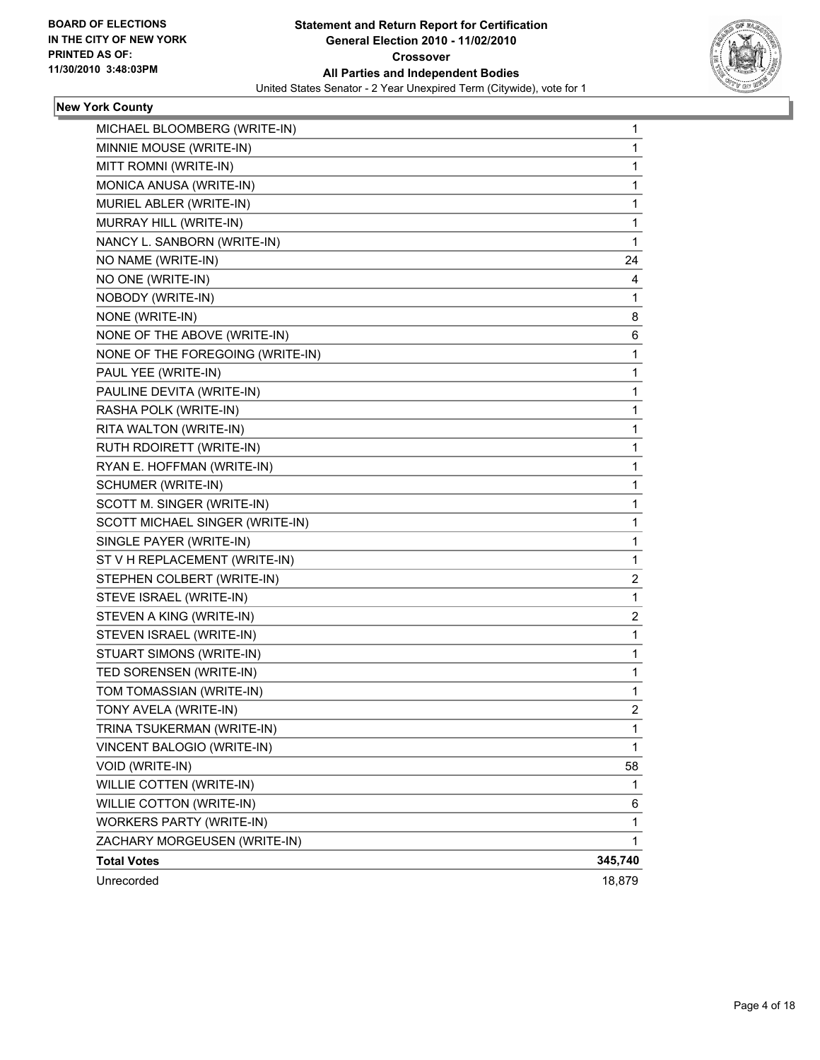BOARD OF ELECTIONS
IN THE CITY OF NEW YORK
PRINTED AS OF:
11/30/2010 3:48:03PM

**Statement and Return Report for Certification**
**General Election 2010 - 11/02/2010**
**Crossover**
**All Parties and Independent Bodies**
United States Senator - 2 Year Unexpired Term (Citywide), vote for 1

## New York County

| | |
|---|---|
| MICHAEL BLOOMBERG (WRITE-IN) | 1 |
| MINNIE MOUSE (WRITE-IN) | 1 |
| MITT ROMNI (WRITE-IN) | 1 |
| MONICA ANUSA (WRITE-IN) | 1 |
| MURIEL ABLER (WRITE-IN) | 1 |
| MURRAY HILL (WRITE-IN) | 1 |
| NANCY L. SANBORN (WRITE-IN) | 1 |
| NO NAME (WRITE-IN) | 24 |
| NO ONE (WRITE-IN) | 4 |
| NOBODY (WRITE-IN) | 1 |
| NONE (WRITE-IN) | 8 |
| NONE OF THE ABOVE (WRITE-IN) | 6 |
| NONE OF THE FOREGOING (WRITE-IN) | 1 |
| PAUL YEE (WRITE-IN) | 1 |
| PAULINE DEVITA (WRITE-IN) | 1 |
| RASHA POLK (WRITE-IN) | 1 |
| RITA WALTON (WRITE-IN) | 1 |
| RUTH RDOIRETT (WRITE-IN) | 1 |
| RYAN E. HOFFMAN (WRITE-IN) | 1 |
| SCHUMER (WRITE-IN) | 1 |
| SCOTT M. SINGER (WRITE-IN) | 1 |
| SCOTT MICHAEL SINGER (WRITE-IN) | 1 |
| SINGLE PAYER (WRITE-IN) | 1 |
| ST V H REPLACEMENT (WRITE-IN) | 1 |
| STEPHEN COLBERT (WRITE-IN) | 2 |
| STEVE ISRAEL (WRITE-IN) | 1 |
| STEVEN A KING (WRITE-IN) | 2 |
| STEVEN ISRAEL (WRITE-IN) | 1 |
| STUART SIMONS (WRITE-IN) | 1 |
| TED SORENSEN (WRITE-IN) | 1 |
| TOM TOMASSIAN (WRITE-IN) | 1 |
| TONY AVELA (WRITE-IN) | 2 |
| TRINA TSUKERMAN (WRITE-IN) | 1 |
| VINCENT BALOGIO (WRITE-IN) | 1 |
| VOID (WRITE-IN) | 58 |
| WILLIE COTTEN (WRITE-IN) | 1 |
| WILLIE COTTON (WRITE-IN) | 6 |
| WORKERS PARTY (WRITE-IN) | 1 |
| ZACHARY MORGEUSEN (WRITE-IN) | 1 |
| **Total Votes** | **345,740** |
| Unrecorded | 18,879 |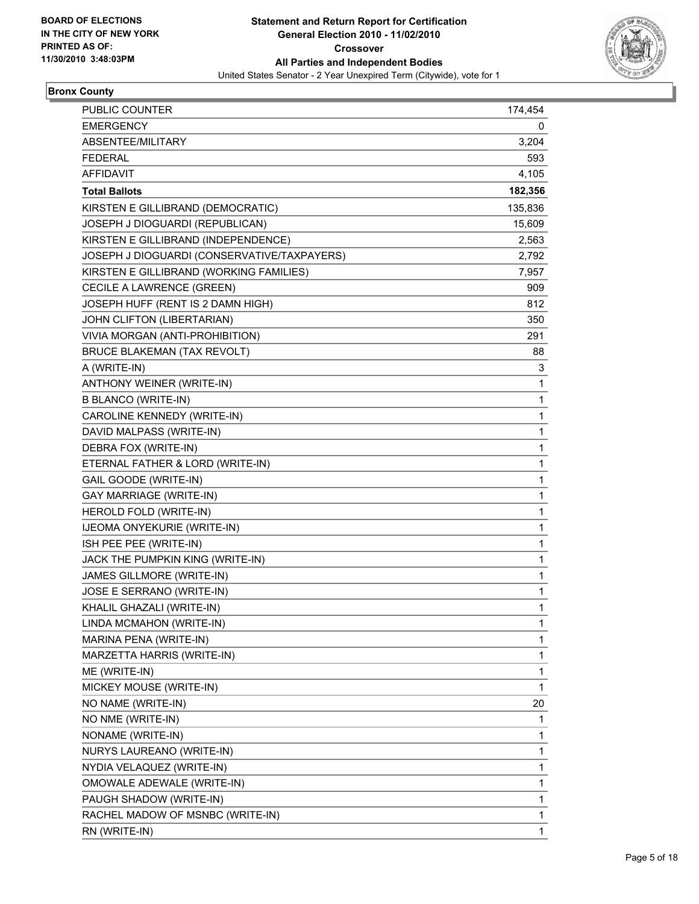BOARD OF ELECTIONS
IN THE CITY OF NEW YORK
PRINTED AS OF:
11/30/2010 3:48:03PM

**Statement and Return Report for Certification**
**General Election 2010 - 11/02/2010**
**Crossover**
**All Parties and Independent Bodies**
United States Senator - 2 Year Unexpired Term (Citywide), vote for 1

**Bronx County**

| | |
|---|---|
| PUBLIC COUNTER | 174,454 |
| EMERGENCY | 0 |
| ABSENTEE/MILITARY | 3,204 |
| FEDERAL | 593 |
| AFFIDAVIT | 4,105 |
| **Total Ballots** | **182,356** |
| KIRSTEN E GILLIBRAND (DEMOCRATIC) | 135,836 |
| JOSEPH J DIOGUARDI (REPUBLICAN) | 15,609 |
| KIRSTEN E GILLIBRAND (INDEPENDENCE) | 2,563 |
| JOSEPH J DIOGUARDI (CONSERVATIVE/TAXPAYERS) | 2,792 |
| KIRSTEN E GILLIBRAND (WORKING FAMILIES) | 7,957 |
| CECILE A LAWRENCE (GREEN) | 909 |
| JOSEPH HUFF (RENT IS 2 DAMN HIGH) | 812 |
| JOHN CLIFTON (LIBERTARIAN) | 350 |
| VIVIA MORGAN (ANTI-PROHIBITION) | 291 |
| BRUCE BLAKEMAN (TAX REVOLT) | 88 |
| A (WRITE-IN) | 3 |
| ANTHONY WEINER (WRITE-IN) | 1 |
| B BLANCO (WRITE-IN) | 1 |
| CAROLINE KENNEDY (WRITE-IN) | 1 |
| DAVID MALPASS (WRITE-IN) | 1 |
| DEBRA FOX (WRITE-IN) | 1 |
| ETERNAL FATHER & LORD (WRITE-IN) | 1 |
| GAIL GOODE (WRITE-IN) | 1 |
| GAY MARRIAGE (WRITE-IN) | 1 |
| HEROLD FOLD (WRITE-IN) | 1 |
| IJEOMA ONYEKURIE (WRITE-IN) | 1 |
| ISH PEE PEE (WRITE-IN) | 1 |
| JACK THE PUMPKIN KING (WRITE-IN) | 1 |
| JAMES GILLMORE (WRITE-IN) | 1 |
| JOSE E SERRANO (WRITE-IN) | 1 |
| KHALIL GHAZALI (WRITE-IN) | 1 |
| LINDA MCMAHON (WRITE-IN) | 1 |
| MARINA PENA (WRITE-IN) | 1 |
| MARZETTA HARRIS (WRITE-IN) | 1 |
| ME (WRITE-IN) | 1 |
| MICKEY MOUSE (WRITE-IN) | 1 |
| NO NAME (WRITE-IN) | 20 |
| NO NME (WRITE-IN) | 1 |
| NONAME (WRITE-IN) | 1 |
| NURYS LAUREANO (WRITE-IN) | 1 |
| NYDIA VELAQUEZ (WRITE-IN) | 1 |
| OMOWALE ADEWALE (WRITE-IN) | 1 |
| PAUGH SHADOW (WRITE-IN) | 1 |
| RACHEL MADOW OF MSNBC (WRITE-IN) | 1 |
| RN (WRITE-IN) | 1 |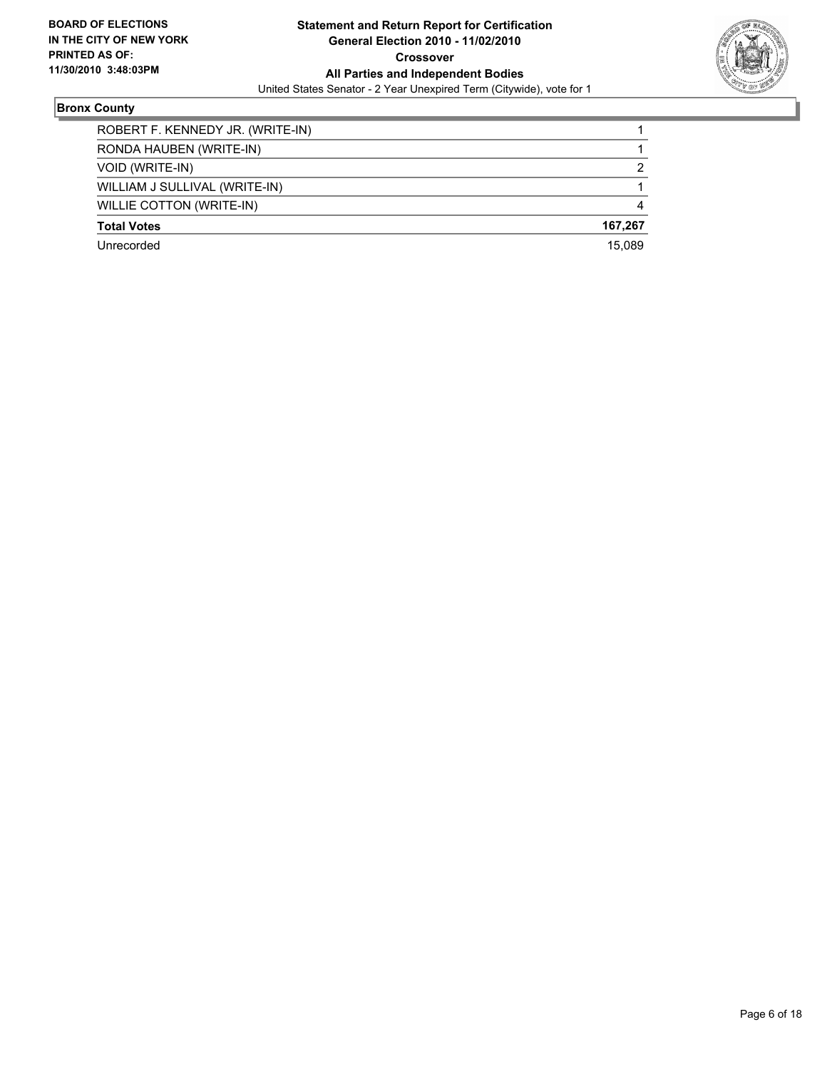**BOARD OF ELECTIONS IN THE CITY OF NEW YORK PRINTED AS OF: 11/30/2010 3:48:03PM**

**Statement and Return Report for Certification**
**General Election 2010 - 11/02/2010**
**Crossover**
**All Parties and Independent Bodies**
United States Senator - 2 Year Unexpired Term (Citywide), vote for 1

## Bronx County

| | |
|---|---|
| ROBERT F. KENNEDY JR. (WRITE-IN) | 1 |
| RONDA HAUBEN (WRITE-IN) | 1 |
| VOID (WRITE-IN) | 2 |
| WILLIAM J SULLIVAL (WRITE-IN) | 1 |
| WILLIE COTTON (WRITE-IN) | 4 |
| **Total Votes** | **167,267** |
| Unrecorded | 15,089 |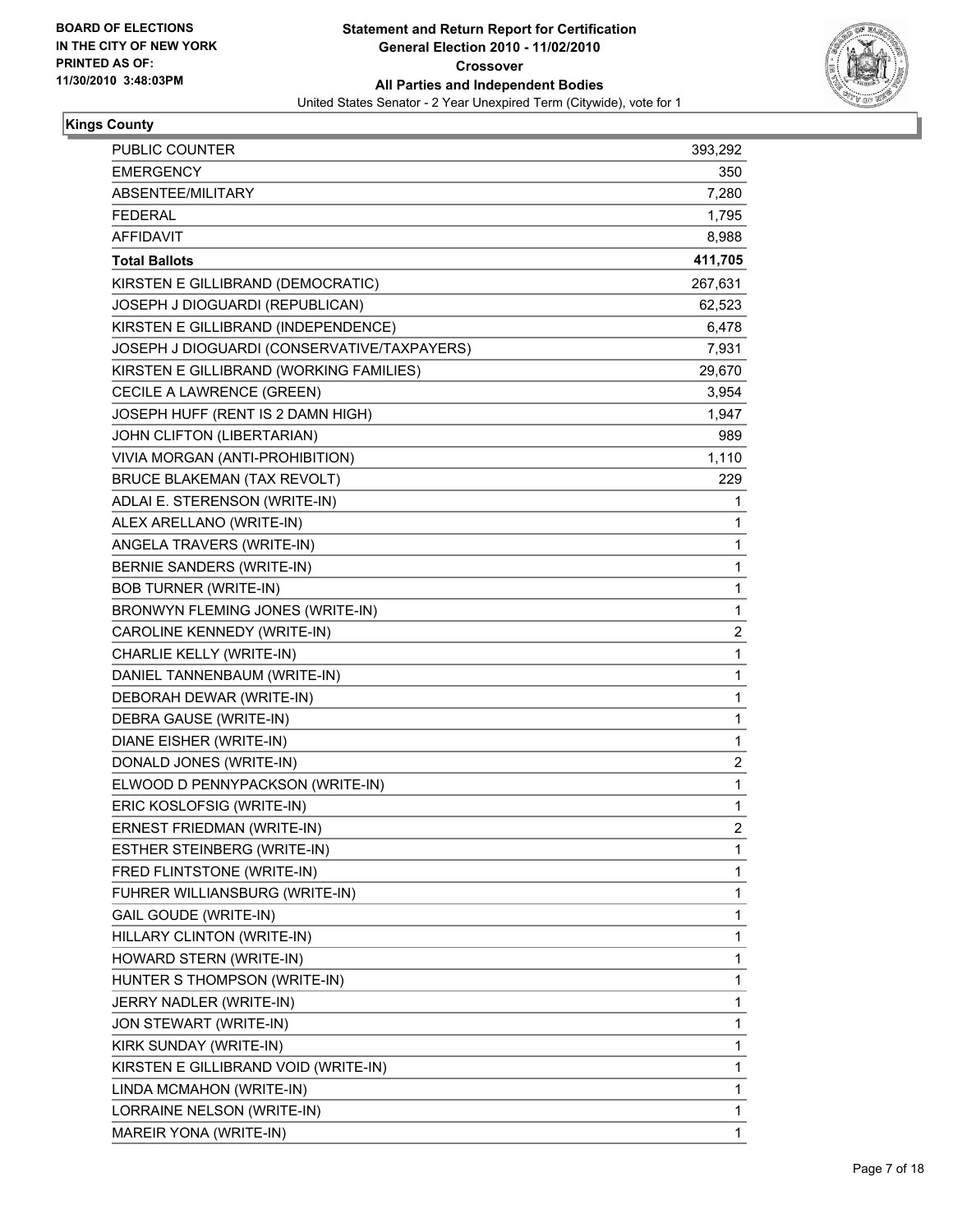**BOARD OF ELECTIONS IN THE CITY OF NEW YORK PRINTED AS OF: 11/30/2010 3:48:03PM**

# Statement and Return Report for Certification
## General Election 2010 - 11/02/2010
## Crossover
## All Parties and Independent Bodies
United States Senator - 2 Year Unexpired Term (Citywide), vote for 1

### Kings County

| | |
|---|---|
| PUBLIC COUNTER | 393,292 |
| EMERGENCY | 350 |
| ABSENTEE/MILITARY | 7,280 |
| FEDERAL | 1,795 |
| AFFIDAVIT | 8,988 |
| **Total Ballots** | **411,705** |
| KIRSTEN E GILLIBRAND (DEMOCRATIC) | 267,631 |
| JOSEPH J DIOGUARDI (REPUBLICAN) | 62,523 |
| KIRSTEN E GILLIBRAND (INDEPENDENCE) | 6,478 |
| JOSEPH J DIOGUARDI (CONSERVATIVE/TAXPAYERS) | 7,931 |
| KIRSTEN E GILLIBRAND (WORKING FAMILIES) | 29,670 |
| CECILE A LAWRENCE (GREEN) | 3,954 |
| JOSEPH HUFF (RENT IS 2 DAMN HIGH) | 1,947 |
| JOHN CLIFTON (LIBERTARIAN) | 989 |
| VIVIA MORGAN (ANTI-PROHIBITION) | 1,110 |
| BRUCE BLAKEMAN (TAX REVOLT) | 229 |
| ADLAI E. STERENSON (WRITE-IN) | 1 |
| ALEX ARELLANO (WRITE-IN) | 1 |
| ANGELA TRAVERS (WRITE-IN) | 1 |
| BERNIE SANDERS (WRITE-IN) | 1 |
| BOB TURNER (WRITE-IN) | 1 |
| BRONWYN FLEMING JONES (WRITE-IN) | 1 |
| CAROLINE KENNEDY (WRITE-IN) | 2 |
| CHARLIE KELLY (WRITE-IN) | 1 |
| DANIEL TANNENBAUM (WRITE-IN) | 1 |
| DEBORAH DEWAR (WRITE-IN) | 1 |
| DEBRA GAUSE (WRITE-IN) | 1 |
| DIANE EISHER (WRITE-IN) | 1 |
| DONALD JONES (WRITE-IN) | 2 |
| ELWOOD D PENNYPACKSON (WRITE-IN) | 1 |
| ERIC KOSLOFSIG (WRITE-IN) | 1 |
| ERNEST FRIEDMAN (WRITE-IN) | 2 |
| ESTHER STEINBERG (WRITE-IN) | 1 |
| FRED FLINTSTONE (WRITE-IN) | 1 |
| FUHRER WILLIANSBURG (WRITE-IN) | 1 |
| GAIL GOUDE (WRITE-IN) | 1 |
| HILLARY CLINTON (WRITE-IN) | 1 |
| HOWARD STERN (WRITE-IN) | 1 |
| HUNTER S THOMPSON (WRITE-IN) | 1 |
| JERRY NADLER (WRITE-IN) | 1 |
| JON STEWART (WRITE-IN) | 1 |
| KIRK SUNDAY (WRITE-IN) | 1 |
| KIRSTEN E GILLIBRAND VOID (WRITE-IN) | 1 |
| LINDA MCMAHON (WRITE-IN) | 1 |
| LORRAINE NELSON (WRITE-IN) | 1 |
| MAREIR YONA (WRITE-IN) | 1 |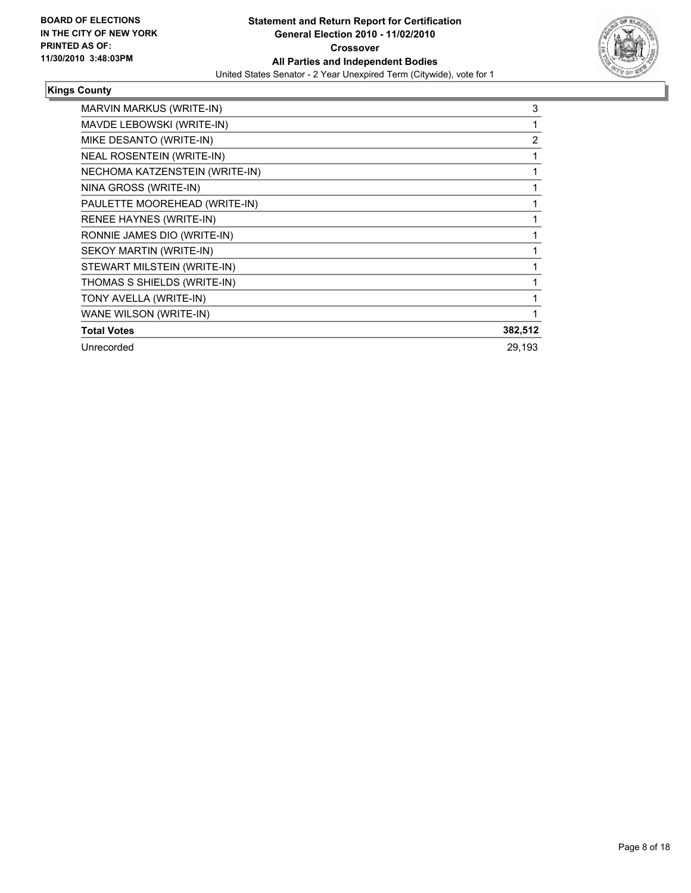BOARD OF ELECTIONS
IN THE CITY OF NEW YORK
PRINTED AS OF:
11/30/2010 3:48:03PM

**Statement and Return Report for Certification**
**General Election 2010 - 11/02/2010**
**Crossover**
**All Parties and Independent Bodies**
United States Senator - 2 Year Unexpired Term (Citywide), vote for 1

### Kings County

| | |
|---|---|
| MARVIN MARKUS (WRITE-IN) | 3 |
| MAVDE LEBOWSKI (WRITE-IN) | 1 |
| MIKE DESANTO (WRITE-IN) | 2 |
| NEAL ROSENTEIN (WRITE-IN) | 1 |
| NECHOMA KATZENSTEIN (WRITE-IN) | 1 |
| NINA GROSS (WRITE-IN) | 1 |
| PAULETTE MOOREHEAD (WRITE-IN) | 1 |
| RENEE HAYNES (WRITE-IN) | 1 |
| RONNIE JAMES DIO (WRITE-IN) | 1 |
| SEKOY MARTIN (WRITE-IN) | 1 |
| STEWART MILSTEIN (WRITE-IN) | 1 |
| THOMAS S SHIELDS (WRITE-IN) | 1 |
| TONY AVELLA (WRITE-IN) | 1 |
| WANE WILSON (WRITE-IN) | 1 |
| **Total Votes** | **382,512** |
| Unrecorded | 29,193 |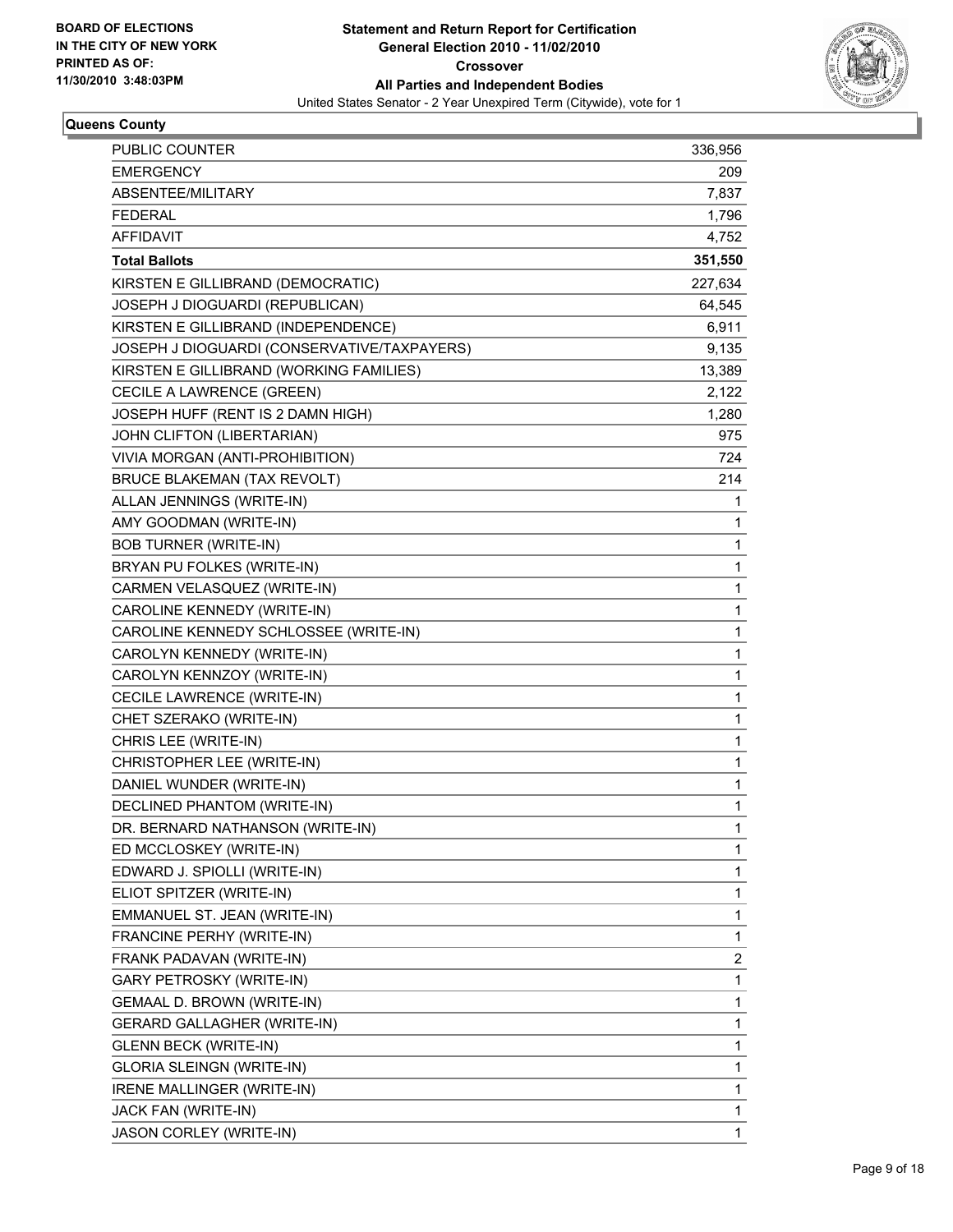**BOARD OF ELECTIONS IN THE CITY OF NEW YORK PRINTED AS OF: 11/30/2010 3:48:03PM**

# Statement and Return Report for Certification

## General Election 2010 - 11/02/2010

### Crossover

### All Parties and Independent Bodies

United States Senator - 2 Year Unexpired Term (Citywide), vote for 1

**Queens County**

| | |
|---|---|
| PUBLIC COUNTER | 336,956 |
| EMERGENCY | 209 |
| ABSENTEE/MILITARY | 7,837 |
| FEDERAL | 1,796 |
| AFFIDAVIT | 4,752 |
| **Total Ballots** | **351,550** |
| KIRSTEN E GILLIBRAND (DEMOCRATIC) | 227,634 |
| JOSEPH J DIOGUARDI (REPUBLICAN) | 64,545 |
| KIRSTEN E GILLIBRAND (INDEPENDENCE) | 6,911 |
| JOSEPH J DIOGUARDI (CONSERVATIVE/TAXPAYERS) | 9,135 |
| KIRSTEN E GILLIBRAND (WORKING FAMILIES) | 13,389 |
| CECILE A LAWRENCE (GREEN) | 2,122 |
| JOSEPH HUFF (RENT IS 2 DAMN HIGH) | 1,280 |
| JOHN CLIFTON (LIBERTARIAN) | 975 |
| VIVIA MORGAN (ANTI-PROHIBITION) | 724 |
| BRUCE BLAKEMAN (TAX REVOLT) | 214 |
| ALLAN JENNINGS (WRITE-IN) | 1 |
| AMY GOODMAN (WRITE-IN) | 1 |
| BOB TURNER (WRITE-IN) | 1 |
| BRYAN PU FOLKES (WRITE-IN) | 1 |
| CARMEN VELASQUEZ (WRITE-IN) | 1 |
| CAROLINE KENNEDY (WRITE-IN) | 1 |
| CAROLINE KENNEDY SCHLOSSEE (WRITE-IN) | 1 |
| CAROLYN KENNEDY (WRITE-IN) | 1 |
| CAROLYN KENNZOY (WRITE-IN) | 1 |
| CECILE LAWRENCE (WRITE-IN) | 1 |
| CHET SZERAKO (WRITE-IN) | 1 |
| CHRIS LEE (WRITE-IN) | 1 |
| CHRISTOPHER LEE (WRITE-IN) | 1 |
| DANIEL WUNDER (WRITE-IN) | 1 |
| DECLINED PHANTOM (WRITE-IN) | 1 |
| DR. BERNARD NATHANSON (WRITE-IN) | 1 |
| ED MCCLOSKEY (WRITE-IN) | 1 |
| EDWARD J. SPIOLLI (WRITE-IN) | 1 |
| ELIOT SPITZER (WRITE-IN) | 1 |
| EMMANUEL ST. JEAN (WRITE-IN) | 1 |
| FRANCINE PERHY (WRITE-IN) | 1 |
| FRANK PADAVAN (WRITE-IN) | 2 |
| GARY PETROSKY (WRITE-IN) | 1 |
| GEMAAL D. BROWN (WRITE-IN) | 1 |
| GERARD GALLAGHER (WRITE-IN) | 1 |
| GLENN BECK (WRITE-IN) | 1 |
| GLORIA SLEINGN (WRITE-IN) | 1 |
| IRENE MALLINGER (WRITE-IN) | 1 |
| JACK FAN (WRITE-IN) | 1 |
| JASON CORLEY (WRITE-IN) | 1 |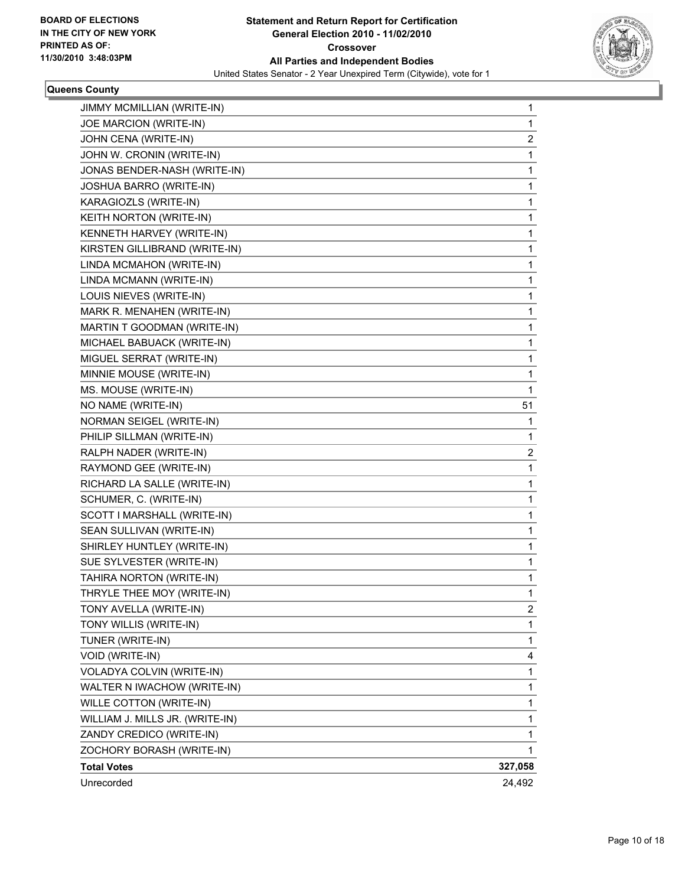**BOARD OF ELECTIONS IN THE CITY OF NEW YORK PRINTED AS OF: 11/30/2010 3:48:03PM**

**Statement and Return Report for Certification General Election 2010 - 11/02/2010 Crossover All Parties and Independent Bodies**

United States Senator - 2 Year Unexpired Term (Citywide), vote for 1

**Queens County**

| | |
|---|---|
| JIMMY MCMILLIAN (WRITE-IN) | 1 |
| JOE MARCION (WRITE-IN) | 1 |
| JOHN CENA (WRITE-IN) | 2 |
| JOHN W. CRONIN (WRITE-IN) | 1 |
| JONAS BENDER-NASH (WRITE-IN) | 1 |
| JOSHUA BARRO (WRITE-IN) | 1 |
| KARAGIOZLS (WRITE-IN) | 1 |
| KEITH NORTON (WRITE-IN) | 1 |
| KENNETH HARVEY (WRITE-IN) | 1 |
| KIRSTEN GILLIBRAND (WRITE-IN) | 1 |
| LINDA MCMAHON (WRITE-IN) | 1 |
| LINDA MCMANN (WRITE-IN) | 1 |
| LOUIS NIEVES (WRITE-IN) | 1 |
| MARK R. MENAHEN (WRITE-IN) | 1 |
| MARTIN T GOODMAN (WRITE-IN) | 1 |
| MICHAEL BABUACK (WRITE-IN) | 1 |
| MIGUEL SERRAT (WRITE-IN) | 1 |
| MINNIE MOUSE (WRITE-IN) | 1 |
| MS. MOUSE (WRITE-IN) | 1 |
| NO NAME (WRITE-IN) | 51 |
| NORMAN SEIGEL (WRITE-IN) | 1 |
| PHILIP SILLMAN (WRITE-IN) | 1 |
| RALPH NADER (WRITE-IN) | 2 |
| RAYMOND GEE (WRITE-IN) | 1 |
| RICHARD LA SALLE (WRITE-IN) | 1 |
| SCHUMER, C. (WRITE-IN) | 1 |
| SCOTT I MARSHALL (WRITE-IN) | 1 |
| SEAN SULLIVAN (WRITE-IN) | 1 |
| SHIRLEY HUNTLEY (WRITE-IN) | 1 |
| SUE SYLVESTER (WRITE-IN) | 1 |
| TAHIRA NORTON (WRITE-IN) | 1 |
| THRYLE THEE MOY (WRITE-IN) | 1 |
| TONY AVELLA (WRITE-IN) | 2 |
| TONY WILLIS (WRITE-IN) | 1 |
| TUNER (WRITE-IN) | 1 |
| VOID (WRITE-IN) | 4 |
| VOLADYA COLVIN (WRITE-IN) | 1 |
| WALTER N IWACHOW (WRITE-IN) | 1 |
| WILLE COTTON (WRITE-IN) | 1 |
| WILLIAM J. MILLS JR. (WRITE-IN) | 1 |
| ZANDY CREDICO (WRITE-IN) | 1 |
| ZOCHORY BORASH (WRITE-IN) | 1 |
| **Total Votes** | **327,058** |
| Unrecorded | 24,492 |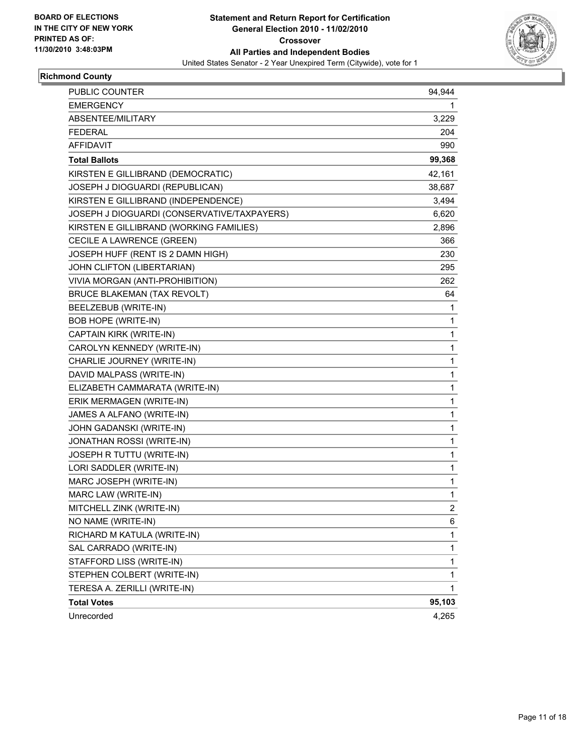**BOARD OF ELECTIONS IN THE CITY OF NEW YORK PRINTED AS OF: 11/30/2010 3:48:03PM**

# Statement and Return Report for Certification
## General Election 2010 - 11/02/2010
## Crossover
## All Parties and Independent Bodies
United States Senator - 2 Year Unexpired Term (Citywide), vote for 1

### Richmond County

| | |
|---|---|
| PUBLIC COUNTER | 94,944 |
| EMERGENCY | 1 |
| ABSENTEE/MILITARY | 3,229 |
| FEDERAL | 204 |
| AFFIDAVIT | 990 |
| **Total Ballots** | **99,368** |
| KIRSTEN E GILLIBRAND (DEMOCRATIC) | 42,161 |
| JOSEPH J DIOGUARDI (REPUBLICAN) | 38,687 |
| KIRSTEN E GILLIBRAND (INDEPENDENCE) | 3,494 |
| JOSEPH J DIOGUARDI (CONSERVATIVE/TAXPAYERS) | 6,620 |
| KIRSTEN E GILLIBRAND (WORKING FAMILIES) | 2,896 |
| CECILE A LAWRENCE (GREEN) | 366 |
| JOSEPH HUFF (RENT IS 2 DAMN HIGH) | 230 |
| JOHN CLIFTON (LIBERTARIAN) | 295 |
| VIVIA MORGAN (ANTI-PROHIBITION) | 262 |
| BRUCE BLAKEMAN (TAX REVOLT) | 64 |
| BEELZEBUB (WRITE-IN) | 1 |
| BOB HOPE (WRITE-IN) | 1 |
| CAPTAIN KIRK (WRITE-IN) | 1 |
| CAROLYN KENNEDY (WRITE-IN) | 1 |
| CHARLIE JOURNEY (WRITE-IN) | 1 |
| DAVID MALPASS (WRITE-IN) | 1 |
| ELIZABETH CAMMARATA (WRITE-IN) | 1 |
| ERIK MERMAGEN (WRITE-IN) | 1 |
| JAMES A ALFANO (WRITE-IN) | 1 |
| JOHN GADANSKI (WRITE-IN) | 1 |
| JONATHAN ROSSI (WRITE-IN) | 1 |
| JOSEPH R TUTTU (WRITE-IN) | 1 |
| LORI SADDLER (WRITE-IN) | 1 |
| MARC JOSEPH (WRITE-IN) | 1 |
| MARC LAW (WRITE-IN) | 1 |
| MITCHELL ZINK (WRITE-IN) | 2 |
| NO NAME (WRITE-IN) | 6 |
| RICHARD M KATULA (WRITE-IN) | 1 |
| SAL CARRADO (WRITE-IN) | 1 |
| STAFFORD LISS (WRITE-IN) | 1 |
| STEPHEN COLBERT (WRITE-IN) | 1 |
| TERESA A. ZERILLI (WRITE-IN) | 1 |
| **Total Votes** | **95,103** |
| Unrecorded | 4,265 |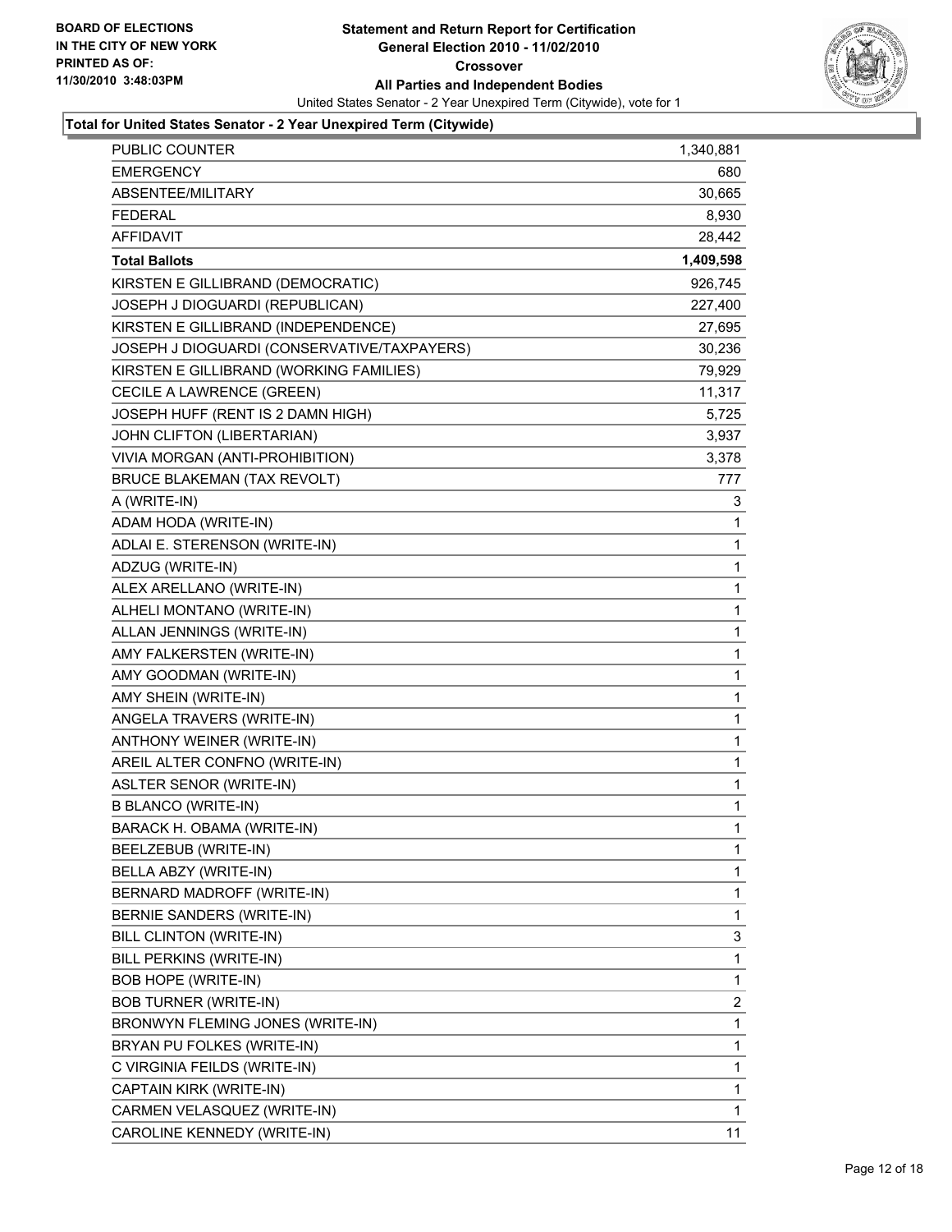**BOARD OF ELECTIONS IN THE CITY OF NEW YORK PRINTED AS OF: 11/30/2010 3:48:03PM**

# Statement and Return Report for Certification
## General Election 2010 - 11/02/2010
## Crossover
## All Parties and Independent Bodies

United States Senator - 2 Year Unexpired Term (Citywide), vote for 1

### Total for United States Senator - 2 Year Unexpired Term (Citywide)

| | |
|---|---|
| PUBLIC COUNTER | 1,340,881 |
| EMERGENCY | 680 |
| ABSENTEE/MILITARY | 30,665 |
| FEDERAL | 8,930 |
| AFFIDAVIT | 28,442 |
| **Total Ballots** | **1,409,598** |
| KIRSTEN E GILLIBRAND (DEMOCRATIC) | 926,745 |
| JOSEPH J DIOGUARDI (REPUBLICAN) | 227,400 |
| KIRSTEN E GILLIBRAND (INDEPENDENCE) | 27,695 |
| JOSEPH J DIOGUARDI (CONSERVATIVE/TAXPAYERS) | 30,236 |
| KIRSTEN E GILLIBRAND (WORKING FAMILIES) | 79,929 |
| CECILE A LAWRENCE (GREEN) | 11,317 |
| JOSEPH HUFF (RENT IS 2 DAMN HIGH) | 5,725 |
| JOHN CLIFTON (LIBERTARIAN) | 3,937 |
| VIVIA MORGAN (ANTI-PROHIBITION) | 3,378 |
| BRUCE BLAKEMAN (TAX REVOLT) | 777 |
| A (WRITE-IN) | 3 |
| ADAM HODA (WRITE-IN) | 1 |
| ADLAI E. STERENSON (WRITE-IN) | 1 |
| ADZUG (WRITE-IN) | 1 |
| ALEX ARELLANO (WRITE-IN) | 1 |
| ALHELI MONTANO (WRITE-IN) | 1 |
| ALLAN JENNINGS (WRITE-IN) | 1 |
| AMY FALKERSTEN (WRITE-IN) | 1 |
| AMY GOODMAN (WRITE-IN) | 1 |
| AMY SHEIN (WRITE-IN) | 1 |
| ANGELA TRAVERS (WRITE-IN) | 1 |
| ANTHONY WEINER (WRITE-IN) | 1 |
| AREIL ALTER CONFNO (WRITE-IN) | 1 |
| ASLTER SENOR (WRITE-IN) | 1 |
| B BLANCO (WRITE-IN) | 1 |
| BARACK H. OBAMA (WRITE-IN) | 1 |
| BEELZEBUB (WRITE-IN) | 1 |
| BELLA ABZY (WRITE-IN) | 1 |
| BERNARD MADROFF (WRITE-IN) | 1 |
| BERNIE SANDERS (WRITE-IN) | 1 |
| BILL CLINTON (WRITE-IN) | 3 |
| BILL PERKINS (WRITE-IN) | 1 |
| BOB HOPE (WRITE-IN) | 1 |
| BOB TURNER (WRITE-IN) | 2 |
| BRONWYN FLEMING JONES (WRITE-IN) | 1 |
| BRYAN PU FOLKES (WRITE-IN) | 1 |
| C VIRGINIA FEILDS (WRITE-IN) | 1 |
| CAPTAIN KIRK (WRITE-IN) | 1 |
| CARMEN VELASQUEZ (WRITE-IN) | 1 |
| CAROLINE KENNEDY (WRITE-IN) | 11 |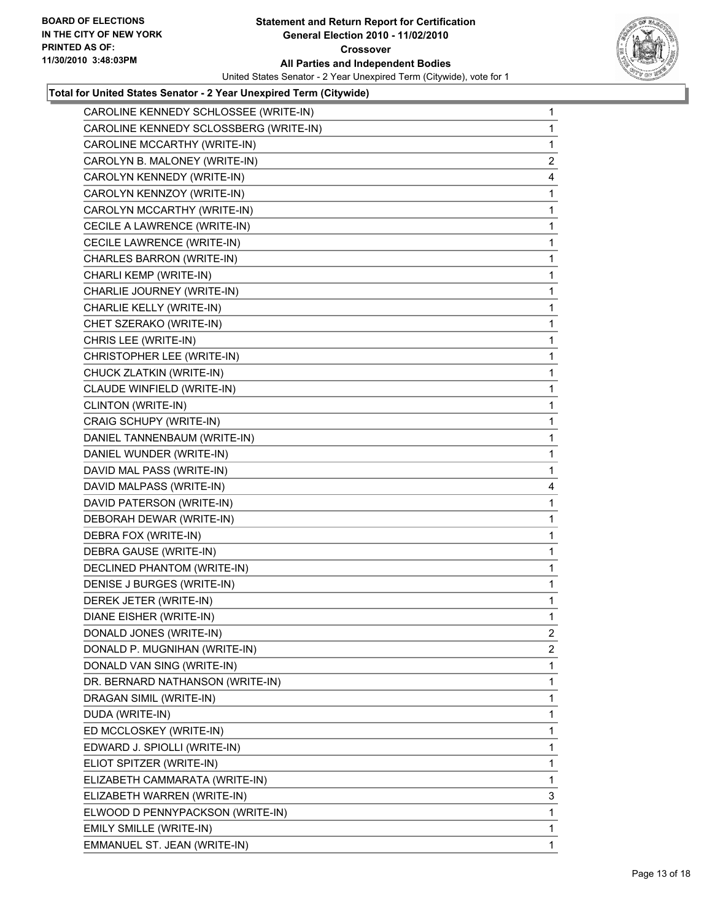**Statement and Return Report for Certification**
**General Election 2010 - 11/02/2010**
**Crossover**
**All Parties and Independent Bodies**
United States Senator - 2 Year Unexpired Term (Citywide), vote for 1

BOARD OF ELECTIONS
IN THE CITY OF NEW YORK
PRINTED AS OF:
11/30/2010 3:48:03PM

**Total for United States Senator - 2 Year Unexpired Term (Citywide)**

| | |
|---|---|
| CAROLINE KENNEDY SCHLOSSEE (WRITE-IN) | 1 |
| CAROLINE KENNEDY SCLOSSBERG (WRITE-IN) | 1 |
| CAROLINE MCCARTHY (WRITE-IN) | 1 |
| CAROLYN B. MALONEY (WRITE-IN) | 2 |
| CAROLYN KENNEDY (WRITE-IN) | 4 |
| CAROLYN KENNZOY (WRITE-IN) | 1 |
| CAROLYN MCCARTHY (WRITE-IN) | 1 |
| CECILE A LAWRENCE (WRITE-IN) | 1 |
| CECILE LAWRENCE (WRITE-IN) | 1 |
| CHARLES BARRON (WRITE-IN) | 1 |
| CHARLI KEMP (WRITE-IN) | 1 |
| CHARLIE JOURNEY (WRITE-IN) | 1 |
| CHARLIE KELLY (WRITE-IN) | 1 |
| CHET SZERAKO (WRITE-IN) | 1 |
| CHRIS LEE (WRITE-IN) | 1 |
| CHRISTOPHER LEE (WRITE-IN) | 1 |
| CHUCK ZLATKIN (WRITE-IN) | 1 |
| CLAUDE WINFIELD (WRITE-IN) | 1 |
| CLINTON (WRITE-IN) | 1 |
| CRAIG SCHUPY (WRITE-IN) | 1 |
| DANIEL TANNENBAUM (WRITE-IN) | 1 |
| DANIEL WUNDER (WRITE-IN) | 1 |
| DAVID MAL PASS (WRITE-IN) | 1 |
| DAVID MALPASS (WRITE-IN) | 4 |
| DAVID PATERSON (WRITE-IN) | 1 |
| DEBORAH DEWAR (WRITE-IN) | 1 |
| DEBRA FOX (WRITE-IN) | 1 |
| DEBRA GAUSE (WRITE-IN) | 1 |
| DECLINED PHANTOM (WRITE-IN) | 1 |
| DENISE J BURGES (WRITE-IN) | 1 |
| DEREK JETER (WRITE-IN) | 1 |
| DIANE EISHER (WRITE-IN) | 1 |
| DONALD JONES (WRITE-IN) | 2 |
| DONALD P. MUGNIHAN (WRITE-IN) | 2 |
| DONALD VAN SING (WRITE-IN) | 1 |
| DR. BERNARD NATHANSON (WRITE-IN) | 1 |
| DRAGAN SIMIL (WRITE-IN) | 1 |
| DUDA (WRITE-IN) | 1 |
| ED MCCLOSKEY (WRITE-IN) | 1 |
| EDWARD J. SPIOLLI (WRITE-IN) | 1 |
| ELIOT SPITZER (WRITE-IN) | 1 |
| ELIZABETH CAMMARATA (WRITE-IN) | 1 |
| ELIZABETH WARREN (WRITE-IN) | 3 |
| ELWOOD D PENNYPACKSON (WRITE-IN) | 1 |
| EMILY SMILLE (WRITE-IN) | 1 |
| EMMANUEL ST. JEAN (WRITE-IN) | 1 |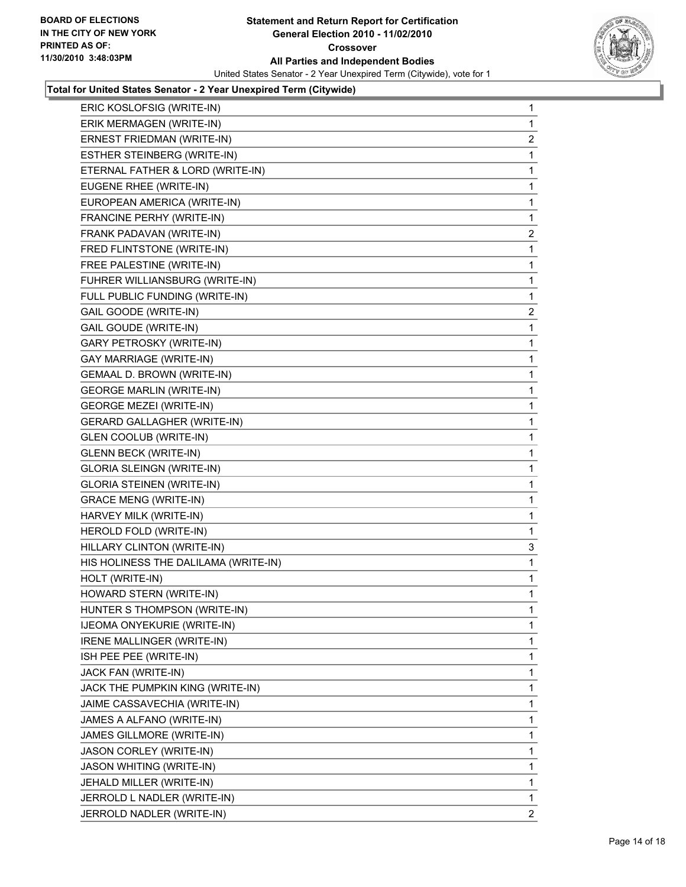BOARD OF ELECTIONS
IN THE CITY OF NEW YORK
PRINTED AS OF:
11/30/2010 3:48:03PM

# Statement and Return Report for Certification
## General Election 2010 - 11/02/2010
## Crossover
## All Parties and Independent Bodies

United States Senator - 2 Year Unexpired Term (Citywide), vote for 1

**Total for United States Senator - 2 Year Unexpired Term (Citywide)**

| Candidate | Votes |
|---|---|
| ERIC KOSLOFSIG (WRITE-IN) | 1 |
| ERIK MERMAGEN (WRITE-IN) | 1 |
| ERNEST FRIEDMAN (WRITE-IN) | 2 |
| ESTHER STEINBERG (WRITE-IN) | 1 |
| ETERNAL FATHER & LORD (WRITE-IN) | 1 |
| EUGENE RHEE (WRITE-IN) | 1 |
| EUROPEAN AMERICA (WRITE-IN) | 1 |
| FRANCINE PERHY (WRITE-IN) | 1 |
| FRANK PADAVAN (WRITE-IN) | 2 |
| FRED FLINTSTONE (WRITE-IN) | 1 |
| FREE PALESTINE (WRITE-IN) | 1 |
| FUHRER WILLIANSBURG (WRITE-IN) | 1 |
| FULL PUBLIC FUNDING (WRITE-IN) | 1 |
| GAIL GOODE (WRITE-IN) | 2 |
| GAIL GOUDE (WRITE-IN) | 1 |
| GARY PETROSKY (WRITE-IN) | 1 |
| GAY MARRIAGE (WRITE-IN) | 1 |
| GEMAAL D. BROWN (WRITE-IN) | 1 |
| GEORGE MARLIN (WRITE-IN) | 1 |
| GEORGE MEZEI (WRITE-IN) | 1 |
| GERARD GALLAGHER (WRITE-IN) | 1 |
| GLEN COOLUB (WRITE-IN) | 1 |
| GLENN BECK (WRITE-IN) | 1 |
| GLORIA SLEINGN (WRITE-IN) | 1 |
| GLORIA STEINEN (WRITE-IN) | 1 |
| GRACE MENG (WRITE-IN) | 1 |
| HARVEY MILK (WRITE-IN) | 1 |
| HEROLD FOLD (WRITE-IN) | 1 |
| HILLARY CLINTON (WRITE-IN) | 3 |
| HIS HOLINESS THE DALILAMA (WRITE-IN) | 1 |
| HOLT (WRITE-IN) | 1 |
| HOWARD STERN (WRITE-IN) | 1 |
| HUNTER S THOMPSON (WRITE-IN) | 1 |
| IJEOMA ONYEKURIE (WRITE-IN) | 1 |
| IRENE MALLINGER (WRITE-IN) | 1 |
| ISH PEE PEE (WRITE-IN) | 1 |
| JACK FAN (WRITE-IN) | 1 |
| JACK THE PUMPKIN KING (WRITE-IN) | 1 |
| JAIME CASSAVECHIA (WRITE-IN) | 1 |
| JAMES A ALFANO (WRITE-IN) | 1 |
| JAMES GILLMORE (WRITE-IN) | 1 |
| JASON CORLEY (WRITE-IN) | 1 |
| JASON WHITING (WRITE-IN) | 1 |
| JEHALD MILLER (WRITE-IN) | 1 |
| JERROLD L NADLER (WRITE-IN) | 1 |
| JERROLD NADLER (WRITE-IN) | 2 |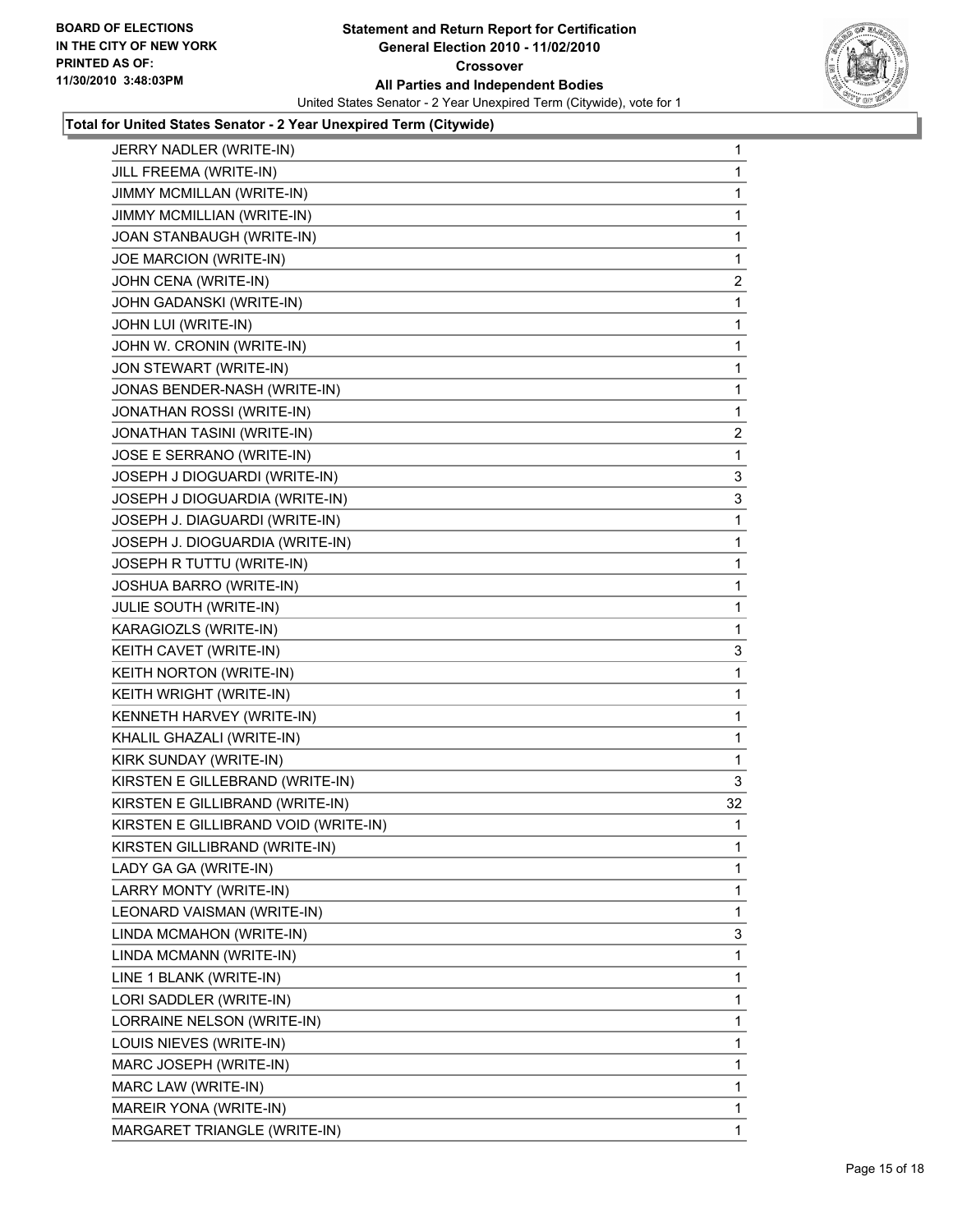**BOARD OF ELECTIONS IN THE CITY OF NEW YORK PRINTED AS OF: 11/30/2010 3:48:03PM**

# Statement and Return Report for Certification
## General Election 2010 - 11/02/2010
## Crossover
## All Parties and Independent Bodies

United States Senator - 2 Year Unexpired Term (Citywide), vote for 1

### Total for United States Senator - 2 Year Unexpired Term (Citywide)

| Candidate | Votes |
|---|---|
| JERRY NADLER (WRITE-IN) | 1 |
| JILL FREEMA (WRITE-IN) | 1 |
| JIMMY MCMILLAN (WRITE-IN) | 1 |
| JIMMY MCMILLIAN (WRITE-IN) | 1 |
| JOAN STANBAUGH (WRITE-IN) | 1 |
| JOE MARCION (WRITE-IN) | 1 |
| JOHN CENA (WRITE-IN) | 2 |
| JOHN GADANSKI (WRITE-IN) | 1 |
| JOHN LUI (WRITE-IN) | 1 |
| JOHN W. CRONIN (WRITE-IN) | 1 |
| JON STEWART (WRITE-IN) | 1 |
| JONAS BENDER-NASH (WRITE-IN) | 1 |
| JONATHAN ROSSI (WRITE-IN) | 1 |
| JONATHAN TASINI (WRITE-IN) | 2 |
| JOSE E SERRANO (WRITE-IN) | 1 |
| JOSEPH J DIOGUARDI (WRITE-IN) | 3 |
| JOSEPH J DIOGUARDIA (WRITE-IN) | 3 |
| JOSEPH J. DIAGUARDI (WRITE-IN) | 1 |
| JOSEPH J. DIOGUARDIA (WRITE-IN) | 1 |
| JOSEPH R TUTTU (WRITE-IN) | 1 |
| JOSHUA BARRO (WRITE-IN) | 1 |
| JULIE SOUTH (WRITE-IN) | 1 |
| KARAGIOZLS (WRITE-IN) | 1 |
| KEITH CAVET (WRITE-IN) | 3 |
| KEITH NORTON (WRITE-IN) | 1 |
| KEITH WRIGHT (WRITE-IN) | 1 |
| KENNETH HARVEY (WRITE-IN) | 1 |
| KHALIL GHAZALI (WRITE-IN) | 1 |
| KIRK SUNDAY (WRITE-IN) | 1 |
| KIRSTEN E GILLEBRAND (WRITE-IN) | 3 |
| KIRSTEN E GILLIBRAND (WRITE-IN) | 32 |
| KIRSTEN E GILLIBRAND VOID (WRITE-IN) | 1 |
| KIRSTEN GILLIBRAND (WRITE-IN) | 1 |
| LADY GA GA (WRITE-IN) | 1 |
| LARRY MONTY (WRITE-IN) | 1 |
| LEONARD VAISMAN (WRITE-IN) | 1 |
| LINDA MCMAHON (WRITE-IN) | 3 |
| LINDA MCMANN (WRITE-IN) | 1 |
| LINE 1 BLANK (WRITE-IN) | 1 |
| LORI SADDLER (WRITE-IN) | 1 |
| LORRAINE NELSON (WRITE-IN) | 1 |
| LOUIS NIEVES (WRITE-IN) | 1 |
| MARC JOSEPH (WRITE-IN) | 1 |
| MARC LAW (WRITE-IN) | 1 |
| MAREIR YONA (WRITE-IN) | 1 |
| MARGARET TRIANGLE (WRITE-IN) | 1 |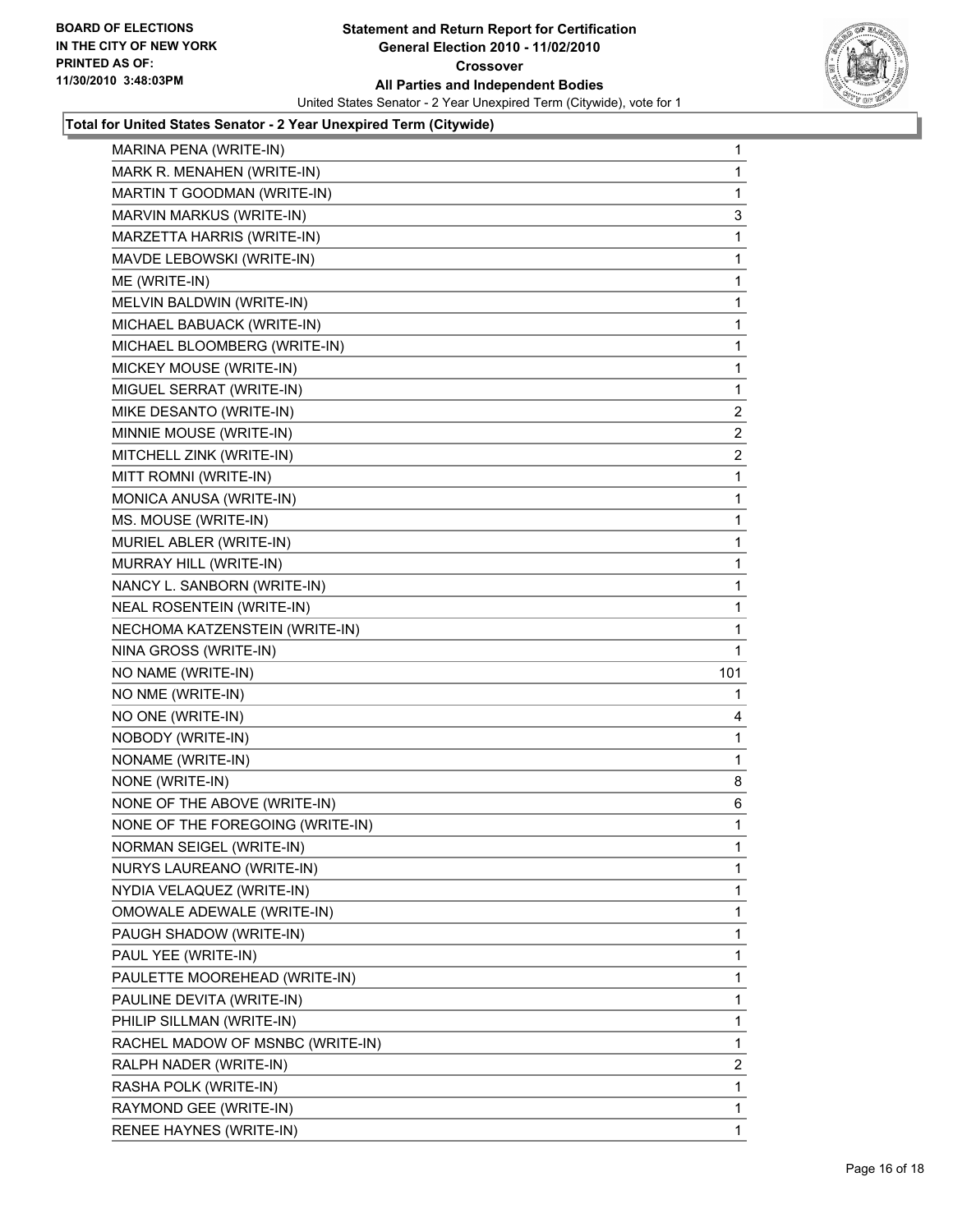BOARD OF ELECTIONS
IN THE CITY OF NEW YORK
PRINTED AS OF:
11/30/2010 3:48:03PM

**Statement and Return Report for Certification**
**General Election 2010 - 11/02/2010**
**Crossover**
**All Parties and Independent Bodies**
United States Senator - 2 Year Unexpired Term (Citywide), vote for 1

**Total for United States Senator - 2 Year Unexpired Term (Citywide)**

| | |
|---|---|
| MARINA PENA (WRITE-IN) | 1 |
| MARK R. MENAHEN (WRITE-IN) | 1 |
| MARTIN T GOODMAN (WRITE-IN) | 1 |
| MARVIN MARKUS (WRITE-IN) | 3 |
| MARZETTA HARRIS (WRITE-IN) | 1 |
| MAVDE LEBOWSKI (WRITE-IN) | 1 |
| ME (WRITE-IN) | 1 |
| MELVIN BALDWIN (WRITE-IN) | 1 |
| MICHAEL BABUACK (WRITE-IN) | 1 |
| MICHAEL BLOOMBERG (WRITE-IN) | 1 |
| MICKEY MOUSE (WRITE-IN) | 1 |
| MIGUEL SERRAT (WRITE-IN) | 1 |
| MIKE DESANTO (WRITE-IN) | 2 |
| MINNIE MOUSE (WRITE-IN) | 2 |
| MITCHELL ZINK (WRITE-IN) | 2 |
| MITT ROMNI (WRITE-IN) | 1 |
| MONICA ANUSA (WRITE-IN) | 1 |
| MS. MOUSE (WRITE-IN) | 1 |
| MURIEL ABLER (WRITE-IN) | 1 |
| MURRAY HILL (WRITE-IN) | 1 |
| NANCY L. SANBORN (WRITE-IN) | 1 |
| NEAL ROSENTEIN (WRITE-IN) | 1 |
| NECHOMA KATZENSTEIN (WRITE-IN) | 1 |
| NINA GROSS (WRITE-IN) | 1 |
| NO NAME (WRITE-IN) | 101 |
| NO NME (WRITE-IN) | 1 |
| NO ONE (WRITE-IN) | 4 |
| NOBODY (WRITE-IN) | 1 |
| NONAME (WRITE-IN) | 1 |
| NONE (WRITE-IN) | 8 |
| NONE OF THE ABOVE (WRITE-IN) | 6 |
| NONE OF THE FOREGOING (WRITE-IN) | 1 |
| NORMAN SEIGEL (WRITE-IN) | 1 |
| NURYS LAUREANO (WRITE-IN) | 1 |
| NYDIA VELAQUEZ (WRITE-IN) | 1 |
| OMOWALE ADEWALE (WRITE-IN) | 1 |
| PAUGH SHADOW (WRITE-IN) | 1 |
| PAUL YEE (WRITE-IN) | 1 |
| PAULETTE MOOREHEAD (WRITE-IN) | 1 |
| PAULINE DEVITA (WRITE-IN) | 1 |
| PHILIP SILLMAN (WRITE-IN) | 1 |
| RACHEL MADOW OF MSNBC (WRITE-IN) | 1 |
| RALPH NADER (WRITE-IN) | 2 |
| RASHA POLK (WRITE-IN) | 1 |
| RAYMOND GEE (WRITE-IN) | 1 |
| RENEE HAYNES (WRITE-IN) | 1 |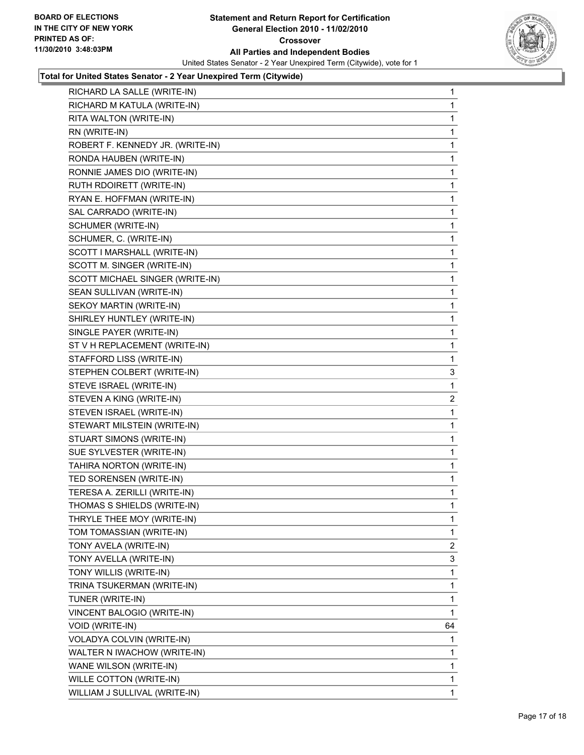**BOARD OF ELECTIONS IN THE CITY OF NEW YORK PRINTED AS OF: 11/30/2010 3:48:03PM**

**Statement and Return Report for Certification General Election 2010 - 11/02/2010 Crossover All Parties and Independent Bodies**

United States Senator - 2 Year Unexpired Term (Citywide), vote for 1

**Total for United States Senator - 2 Year Unexpired Term (Citywide)**

| | |
|---|---|
| RICHARD LA SALLE (WRITE-IN) | 1 |
| RICHARD M KATULA (WRITE-IN) | 1 |
| RITA WALTON (WRITE-IN) | 1 |
| RN (WRITE-IN) | 1 |
| ROBERT F. KENNEDY JR. (WRITE-IN) | 1 |
| RONDA HAUBEN (WRITE-IN) | 1 |
| RONNIE JAMES DIO (WRITE-IN) | 1 |
| RUTH RDOIRETT (WRITE-IN) | 1 |
| RYAN E. HOFFMAN (WRITE-IN) | 1 |
| SAL CARRADO (WRITE-IN) | 1 |
| SCHUMER (WRITE-IN) | 1 |
| SCHUMER, C. (WRITE-IN) | 1 |
| SCOTT I MARSHALL (WRITE-IN) | 1 |
| SCOTT M. SINGER (WRITE-IN) | 1 |
| SCOTT MICHAEL SINGER (WRITE-IN) | 1 |
| SEAN SULLIVAN (WRITE-IN) | 1 |
| SEKOY MARTIN (WRITE-IN) | 1 |
| SHIRLEY HUNTLEY (WRITE-IN) | 1 |
| SINGLE PAYER (WRITE-IN) | 1 |
| ST V H REPLACEMENT (WRITE-IN) | 1 |
| STAFFORD LISS (WRITE-IN) | 1 |
| STEPHEN COLBERT (WRITE-IN) | 3 |
| STEVE ISRAEL (WRITE-IN) | 1 |
| STEVEN A KING (WRITE-IN) | 2 |
| STEVEN ISRAEL (WRITE-IN) | 1 |
| STEWART MILSTEIN (WRITE-IN) | 1 |
| STUART SIMONS (WRITE-IN) | 1 |
| SUE SYLVESTER (WRITE-IN) | 1 |
| TAHIRA NORTON (WRITE-IN) | 1 |
| TED SORENSEN (WRITE-IN) | 1 |
| TERESA A. ZERILLI (WRITE-IN) | 1 |
| THOMAS S SHIELDS (WRITE-IN) | 1 |
| THRYLE THEE MOY (WRITE-IN) | 1 |
| TOM TOMASSIAN (WRITE-IN) | 1 |
| TONY AVELA (WRITE-IN) | 2 |
| TONY AVELLA (WRITE-IN) | 3 |
| TONY WILLIS (WRITE-IN) | 1 |
| TRINA TSUKERMAN (WRITE-IN) | 1 |
| TUNER (WRITE-IN) | 1 |
| VINCENT BALOGIO (WRITE-IN) | 1 |
| VOID (WRITE-IN) | 64 |
| VOLADYA COLVIN (WRITE-IN) | 1 |
| WALTER N IWACHOW (WRITE-IN) | 1 |
| WANE WILSON (WRITE-IN) | 1 |
| WILLE COTTON (WRITE-IN) | 1 |
| WILLIAM J SULLIVAL (WRITE-IN) | 1 |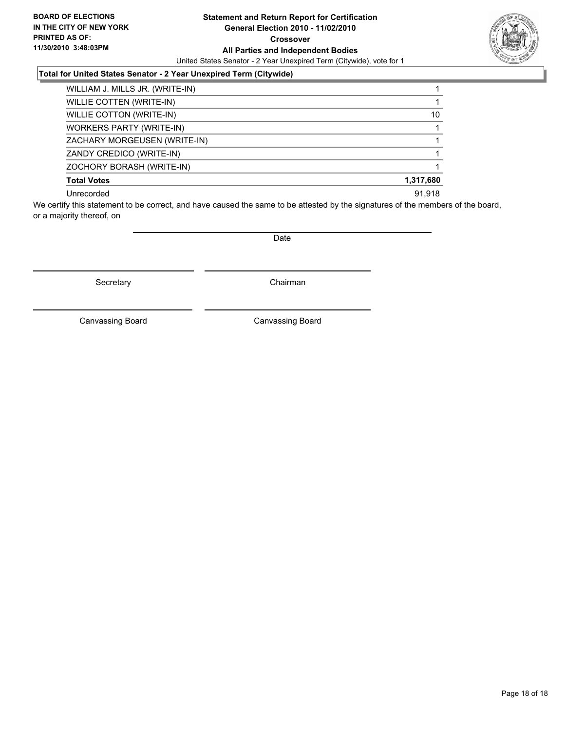**BOARD OF ELECTIONS IN THE CITY OF NEW YORK PRINTED AS OF: 11/30/2010 3:48:03PM**

**Statement and Return Report for Certification**
**General Election 2010 - 11/02/2010**
**Crossover**
**All Parties and Independent Bodies**

United States Senator - 2 Year Unexpired Term (Citywide), vote for 1

### Total for United States Senator - 2 Year Unexpired Term (Citywide)

| | |
|---|---|
| WILLIAM J. MILLS JR. (WRITE-IN) | 1 |
| WILLIE COTTEN (WRITE-IN) | 1 |
| WILLIE COTTON (WRITE-IN) | 10 |
| WORKERS PARTY (WRITE-IN) | 1 |
| ZACHARY MORGEUSEN (WRITE-IN) | 1 |
| ZANDY CREDICO (WRITE-IN) | 1 |
| ZOCHORY BORASH (WRITE-IN) | 1 |
| **Total Votes** | **1,317,680** |
| Unrecorded | 91,918 |

We certify this statement to be correct, and have caused the same to be attested by the signatures of the members of the board, or a majority thereof, on

Date

Secretary

Chairman

Canvassing Board

Canvassing Board